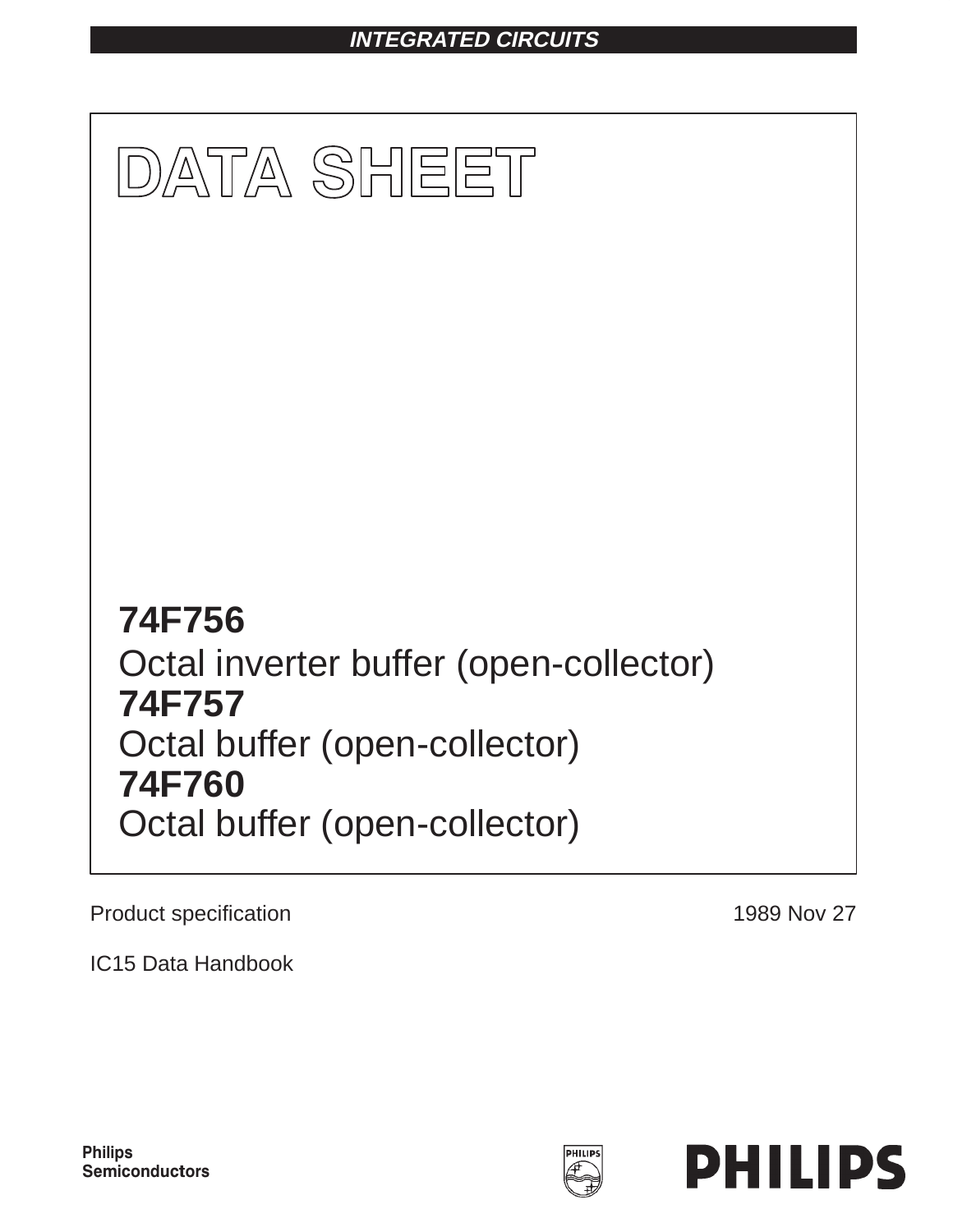INTEGRATED CIRCUITS

# DATA SHEET

## 74F756
Octal inverter buffer (open-collector)

## 74F757
Octal buffer (open-collector)

## 74F760
Octal buffer (open-collector)

Product specification

1989 Nov 27

IC15 Data Handbook

Philips Semiconductors

PHILIPS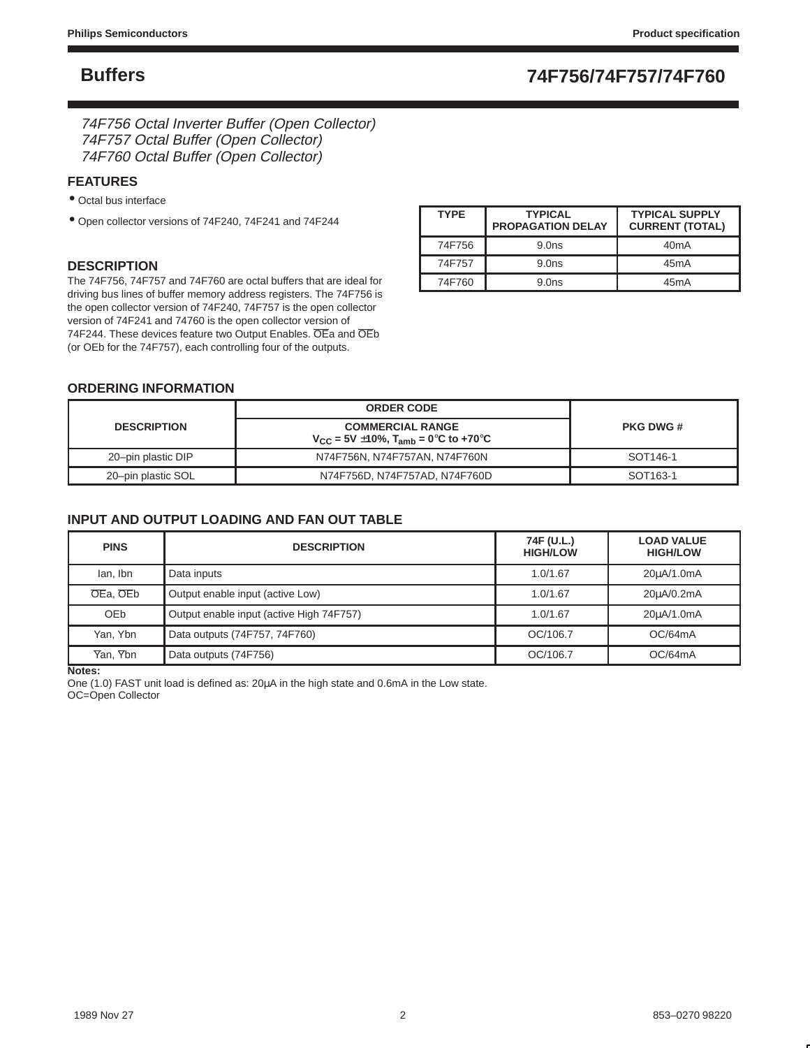# Buffers

# 74F756/74F757/74F760

*74F756 Octal Inverter Buffer (Open Collector)*
*74F757 Octal Buffer (Open Collector)*
*74F760 Octal Buffer (Open Collector)*

## FEATURES

- Octal bus interface
- Open collector versions of 74F240, 74F241 and 74F244

| TYPE | TYPICAL PROPAGATION DELAY | TYPICAL SUPPLY CURRENT (TOTAL) |
|---|---|---|
| 74F756 | 9.0ns | 40mA |
| 74F757 | 9.0ns | 45mA |
| 74F760 | 9.0ns | 45mA |

## DESCRIPTION

The 74F756, 74F757 and 74F760 are octal buffers that are ideal for driving bus lines of buffer memory address registers. The 74F756 is the open collector version of 74F240, 74F757 is the open collector version of 74F241 and 74760 is the open collector version of 74F244. These devices feature two Output Enables. $\overline{OE}$a and $\overline{OE}$b (or OEb for the 74F757), each controlling four of the outputs.

## ORDERING INFORMATION

| DESCRIPTION | ORDER CODE | PKG DWG # |
|---|---|---|
| | COMMERCIAL RANGE $V_{CC}$ = 5V ±10%, $T_{amb}$ = 0°C to +70°C | |
| 20–pin plastic DIP | N74F756N, N74F757AN, N74F760N | SOT146-1 |
| 20–pin plastic SOL | N74F756D, N74F757AD, N74F760D | SOT163-1 |

## INPUT AND OUTPUT LOADING AND FAN OUT TABLE

| PINS | DESCRIPTION | 74F (U.L.) HIGH/LOW | LOAD VALUE HIGH/LOW |
|---|---|---|---|
| Ian, Ibn | Data inputs | 1.0/1.67 | 20µA/1.0mA |
| $\overline{OE}$a, $\overline{OE}$b | Output enable input (active Low) | 1.0/1.67 | 20µA/0.2mA |
| OEb | Output enable input (active High 74F757) | 1.0/1.67 | 20µA/1.0mA |
| Yan, Ybn | Data outputs (74F757, 74F760) | OC/106.7 | OC/64mA |
| $\overline{Y}$an, $\overline{Y}$bn | Data outputs (74F756) | OC/106.7 | OC/64mA |

**Notes:**
One (1.0) FAST unit load is defined as: 20µA in the high state and 0.6mA in the Low state.
OC=Open Collector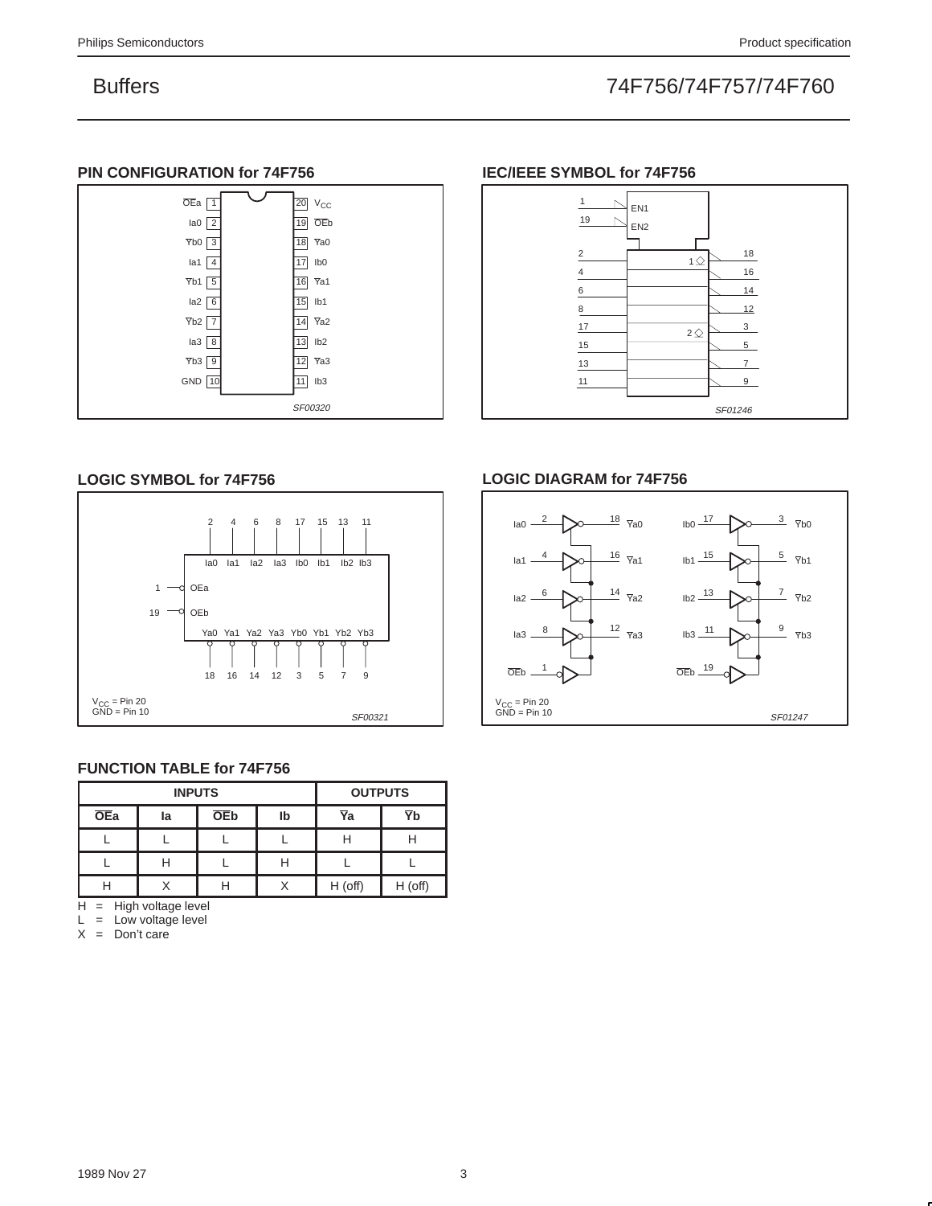## PIN CONFIGURATION for 74F756

| Pin | Name | Pin | Name |
|---|---|---|---|
| 1 | $\overline{OEa}$ | 20 | $V_{CC}$ |
| 2 | Ia0 | 19 | $\overline{OEb}$ |
| 3 | $\overline{Y}$b0 | 18 | $\overline{Y}$a0 |
| 4 | Ia1 | 17 | Ib0 |
| 5 | $\overline{Y}$b1 | 16 | $\overline{Y}$a1 |
| 6 | Ia2 | 15 | Ib1 |
| 7 | $\overline{Y}$b2 | 14 | $\overline{Y}$a2 |
| 8 | Ia3 | 13 | Ib2 |
| 9 | $\overline{Y}$b3 | 12 | $\overline{Y}$a3 |
| 10 | GND | 11 | Ib3 |

SF00320

## IEC/IEEE SYMBOL for 74F756

SF01246

## LOGIC SYMBOL for 74F756

$V_{CC}$ = Pin 20
GND = Pin 10

SF00321

## LOGIC DIAGRAM for 74F756

$V_{CC}$ = Pin 20
GND = Pin 10

SF01247

## FUNCTION TABLE for 74F756

| INPUTS | | | | OUTPUTS | |
|---|---|---|---|---|---|
| $\overline{OEa}$ | Ia | $\overline{OEb}$ | Ib | $\overline{Y}$a | $\overline{Y}$b |
| L | L | L | L | H | H |
| L | H | L | H | L | L |
| H | X | H | X | H (off) | H (off) |

H = High voltage level
L = Low voltage level
X = Don't care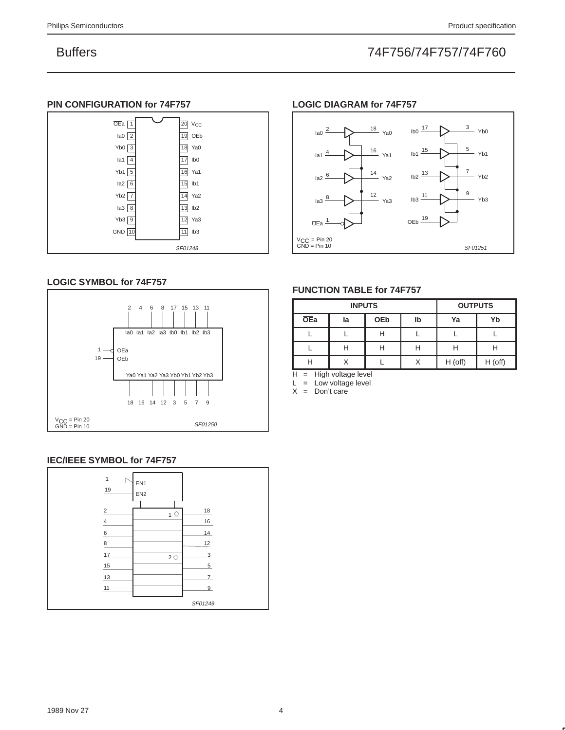## PIN CONFIGURATION for 74F757

| Pin | Name | Pin | Name |
|---|---|---|---|
| 1 | $\overline{OEa}$ | 20 | $V_{CC}$ |
| 2 | Ia0 | 19 | OEb |
| 3 | Yb0 | 18 | Ya0 |
| 4 | Ia1 | 17 | Ib0 |
| 5 | Yb1 | 16 | Ya1 |
| 6 | Ia2 | 15 | Ib1 |
| 7 | Yb2 | 14 | Ya2 |
| 8 | Ia3 | 13 | Ib2 |
| 9 | Yb3 | 12 | Ya3 |
| 10 | GND | 11 | Ib3 |

SF01248

## LOGIC DIAGRAM for 74F757

Ia0 (2) → Ya0 (18); Ia1 (4) → Ya1 (16); Ia2 (6) → Ya2 (14); Ia3 (8) → Ya3 (12); $\overline{OEa}$ (1)

Ib0 (17) → Yb0 (3); Ib1 (15) → Yb1 (5); Ib2 (13) → Yb2 (7); Ib3 (11) → Yb3 (9); OEb (19)

$V_{CC}$ = Pin 20
GND = Pin 10

SF01251

## LOGIC SYMBOL for 74F757

Inputs: Ia0 (2), Ia1 (4), Ia2 (6), Ia3 (8), Ib0 (17), Ib1 (15), Ib2 (13), Ib3 (11)

OEa (1), OEb (19)

Outputs: Ya0 (18), Ya1 (16), Ya2 (14), Ya3 (12), Yb0 (3), Yb1 (5), Yb2 (7), Yb3 (9)

$V_{CC}$ = Pin 20
GND = Pin 10

SF01250

## FUNCTION TABLE for 74F757

| INPUTS | | | | OUTPUTS | |
|---|---|---|---|---|---|
| $\overline{OEa}$ | Ia | OEb | Ib | Ya | Yb |
| L | L | H | L | L | L |
| L | H | H | H | H | H |
| H | X | L | X | H (off) | H (off) |

H = High voltage level
L = Low voltage level
X = Don't care

## IEC/IEEE SYMBOL for 74F757

1 — EN1
19 — EN2

2 → 18 (1◇); 4 → 16; 6 → 14; 8 → 12
17 → 3 (2◇); 15 → 5; 13 → 7; 11 → 9

SF01249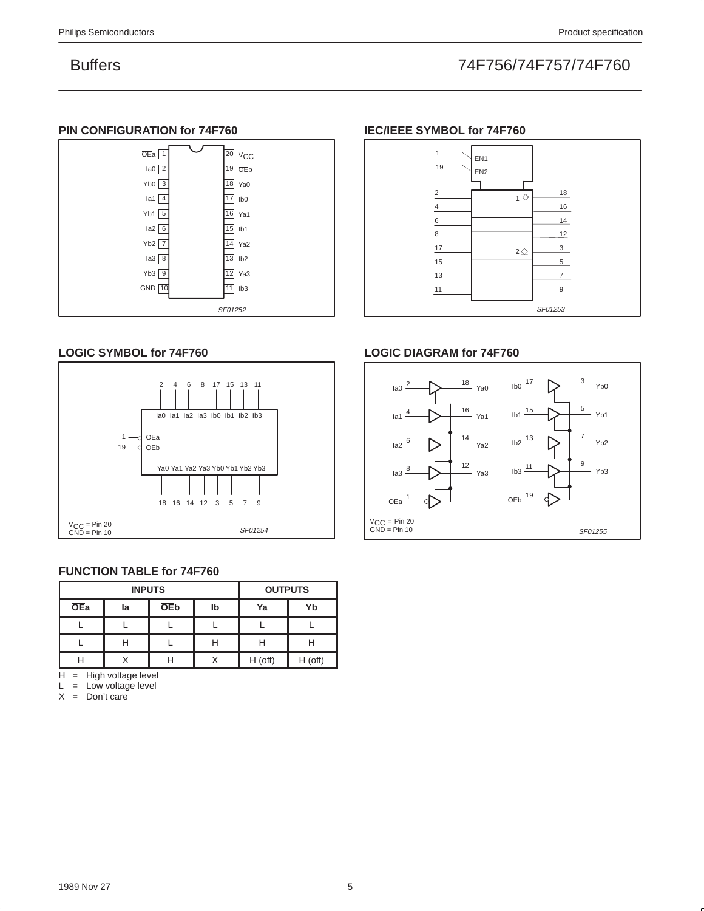## PIN CONFIGURATION for 74F760

| Pin | Name | | Pin | Name |
|---|---|---|---|---|
| 1 | $\overline{OE}$a | | 20 | $V_{CC}$ |
| 2 | Ia0 | | 19 | $\overline{OE}$b |
| 3 | Yb0 | | 18 | Ya0 |
| 4 | Ia1 | | 17 | Ib0 |
| 5 | Yb1 | | 16 | Ya1 |
| 6 | Ia2 | | 15 | Ib1 |
| 7 | Yb2 | | 14 | Ya2 |
| 8 | Ia3 | | 13 | Ib2 |
| 9 | Yb3 | | 12 | Ya3 |
| 10 | GND | | 11 | Ib3 |

SF01252

## IEC/IEEE SYMBOL for 74F760

SF01253

## LOGIC SYMBOL for 74F760

$V_{CC}$ = Pin 20
GND = Pin 10

SF01254

## LOGIC DIAGRAM for 74F760

$V_{CC}$ = Pin 20
GND = Pin 10

SF01255

## FUNCTION TABLE for 74F760

| INPUTS | | | | OUTPUTS | |
|---|---|---|---|---|---|
| **$\overline{OE}$a** | **Ia** | **$\overline{OE}$b** | **Ib** | **Ya** | **Yb** |
| L | L | L | L | L | L |
| L | H | L | H | H | H |
| H | X | H | X | H (off) | H (off) |

H = High voltage level
L = Low voltage level
X = Don't care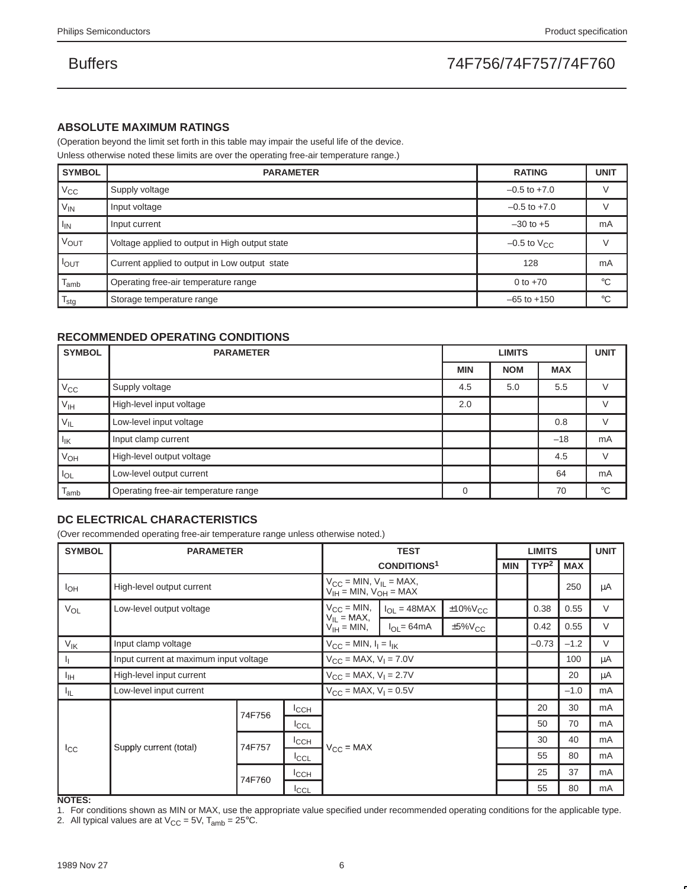## ABSOLUTE MAXIMUM RATINGS

(Operation beyond the limit set forth in this table may impair the useful life of the device. Unless otherwise noted these limits are over the operating free-air temperature range.)

| SYMBOL | PARAMETER | RATING | UNIT |
|---|---|---|---|
| $V_{CC}$ | Supply voltage | –0.5 to +7.0 | V |
| $V_{IN}$ | Input voltage | –0.5 to +7.0 | V |
| $I_{IN}$ | Input current | –30 to +5 | mA |
| $V_{OUT}$ | Voltage applied to output in High output state | –0.5 to $V_{CC}$ | V |
| $I_{OUT}$ | Current applied to output in Low output state | 128 | mA |
| $T_{amb}$ | Operating free-air temperature range | 0 to +70 | °C |
| $T_{stg}$ | Storage temperature range | –65 to +150 | °C |

## RECOMMENDED OPERATING CONDITIONS

| SYMBOL | PARAMETER | LIMITS | | | UNIT |
|---|---|---|---|---|---|
| | | MIN | NOM | MAX | |
| $V_{CC}$ | Supply voltage | 4.5 | 5.0 | 5.5 | V |
| $V_{IH}$ | High-level input voltage | 2.0 | | | V |
| $V_{IL}$ | Low-level input voltage | | | 0.8 | V |
| $I_{IK}$ | Input clamp current | | | –18 | mA |
| $V_{OH}$ | High-level output voltage | | | 4.5 | V |
| $I_{OL}$ | Low-level output current | | | 64 | mA |
| $T_{amb}$ | Operating free-air temperature range | 0 | | 70 | °C |

## DC ELECTRICAL CHARACTERISTICS

(Over recommended operating free-air temperature range unless otherwise noted.)

| SYMBOL | PARAMETER | | | TEST CONDITIONS[1] | | | LIMITS | | | UNIT |
|---|---|---|---|---|---|---|---|---|---|---|
| | | | | | | | MIN | TYP[2] | MAX | |
| $I_{OH}$ | High-level output current | | | $V_{CC}$ = MIN, $V_{IL}$ = MAX, $V_{IH}$ = MIN, $V_{OH}$ = MAX | | | | | 250 | µA |
| $V_{OL}$ | Low-level output voltage | | | $V_{CC}$ = MIN, $V_{IL}$ = MAX, $V_{IH}$ = MIN, | $I_{OL}$ = 48MAX | ±10%$V_{CC}$ | | 0.38 | 0.55 | V |
| | | | | | $I_{OL}$= 64mA | ±5%$V_{CC}$ | | 0.42 | 0.55 | V |
| $V_{IK}$ | Input clamp voltage | | | $V_{CC}$ = MIN, $I_I$ = $I_{IK}$ | | | | –0.73 | –1.2 | V |
| $I_I$ | Input current at maximum input voltage | | | $V_{CC}$ = MAX, $V_I$ = 7.0V | | | | | 100 | µA |
| $I_{IH}$ | High-level input current | | | $V_{CC}$ = MAX, $V_I$ = 2.7V | | | | | 20 | µA |
| $I_{IL}$ | Low-level input current | | | $V_{CC}$ = MAX, $V_I$ = 0.5V | | | | | –1.0 | mA |
| $I_{CC}$ | Supply current (total) | 74F756 | $I_{CCH}$ | $V_{CC}$ = MAX | | | | 20 | 30 | mA |
| | | | $I_{CCL}$ | | | | | 50 | 70 | mA |
| | | 74F757 | $I_{CCH}$ | | | | | 30 | 40 | mA |
| | | | $I_{CCL}$ | | | | | 55 | 80 | mA |
| | | 74F760 | $I_{CCH}$ | | | | | 25 | 37 | mA |
| | | | $I_{CCL}$ | | | | | 55 | 80 | mA |

**NOTES:**

1. For conditions shown as MIN or MAX, use the appropriate value specified under recommended operating conditions for the applicable type.
2. All typical values are at $V_{CC}$ = 5V, $T_{amb}$ = 25°C.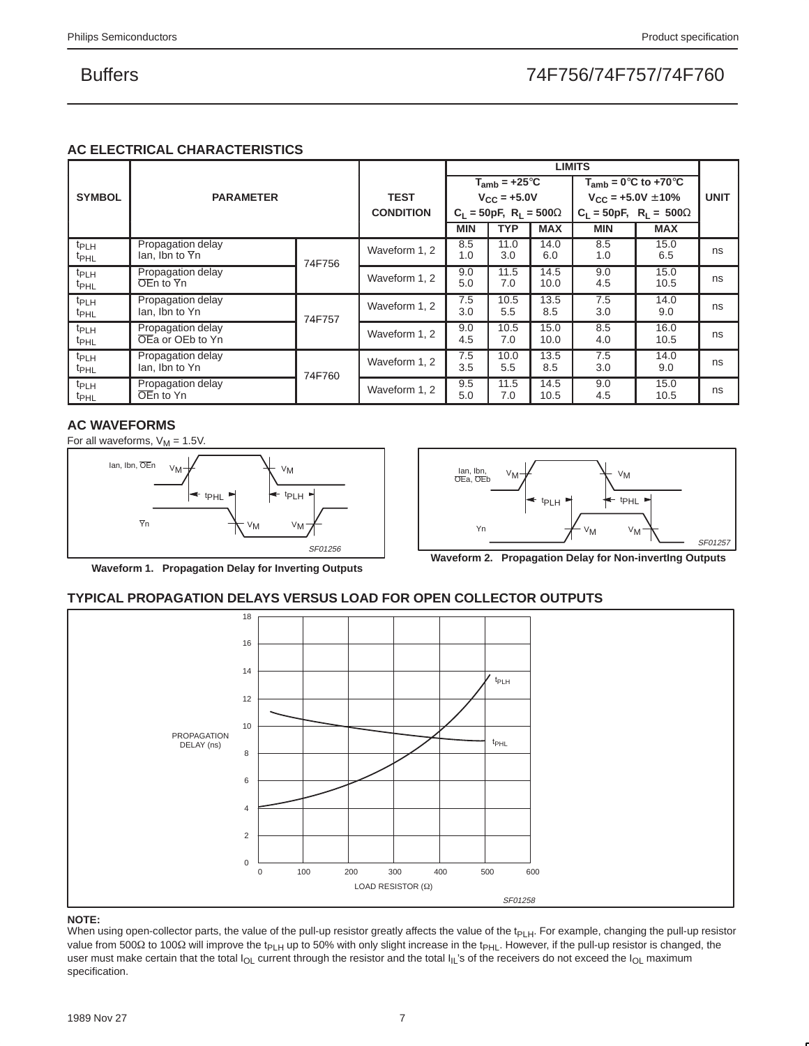## AC ELECTRICAL CHARACTERISTICS

| SYMBOL | PARAMETER | | TEST CONDITION | LIMITS | | | | | UNIT |
|---|---|---|---|---|---|---|---|---|---|
| | | | | $T_{amb} = +25°C$, $V_{CC} = +5.0V$, $C_L = 50pF$, $R_L = 500\Omega$ | | | $T_{amb} = 0°C$ to $+70°C$, $V_{CC} = +5.0V \pm 10\%$, $C_L = 50pF$, $R_L = 500\Omega$ | | |
| | | | | MIN | TYP | MAX | MIN | MAX | |
| $t_{PLH}$ $t_{PHL}$ | Propagation delay Ian, Ibn to $\overline{Y}$n | 74F756 | Waveform 1, 2 | 8.5 1.0 | 11.0 3.0 | 14.0 6.0 | 8.5 1.0 | 15.0 6.5 | ns |
| $t_{PLH}$ $t_{PHL}$ | Propagation delay $\overline{OE}$n to $\overline{Y}$n | 74F756 | Waveform 1, 2 | 9.0 5.0 | 11.5 7.0 | 14.5 10.0 | 9.0 4.5 | 15.0 10.5 | ns |
| $t_{PLH}$ $t_{PHL}$ | Propagation delay Ian, Ibn to Yn | 74F757 | Waveform 1, 2 | 7.5 3.0 | 10.5 5.5 | 13.5 8.5 | 7.5 3.0 | 14.0 9.0 | ns |
| $t_{PLH}$ $t_{PHL}$ | Propagation delay $\overline{OE}$a or OEb to Yn | 74F757 | Waveform 1, 2 | 9.0 4.5 | 10.5 7.0 | 15.0 10.0 | 8.5 4.0 | 16.0 10.5 | ns |
| $t_{PLH}$ $t_{PHL}$ | Propagation delay Ian, Ibn to Yn | 74F760 | Waveform 1, 2 | 7.5 3.5 | 10.0 5.5 | 13.5 8.5 | 7.5 3.0 | 14.0 9.0 | ns |
| $t_{PLH}$ $t_{PHL}$ | Propagation delay $\overline{OE}$n to Yn | 74F760 | Waveform 1, 2 | 9.5 5.0 | 11.5 7.0 | 14.5 10.5 | 9.0 4.5 | 15.0 10.5 | ns |

## AC WAVEFORMS

For all waveforms, $V_M = 1.5V$.

Waveform 1. Propagation Delay for Inverting Outputs

Waveform 2. Propagation Delay for Non-inverting Outputs

## TYPICAL PROPAGATION DELAYS VERSUS LOAD FOR OPEN COLLECTOR OUTPUTS

**NOTE:**
When using open-collector parts, the value of the pull-up resistor greatly affects the value of the $t_{PLH}$. For example, changing the pull-up resistor value from 500Ω to 100Ω will improve the $t_{PLH}$ up to 50% with only slight increase in the $t_{PHL}$. However, if the pull-up resistor is changed, the user must make certain that the total $I_{OL}$ current through the resistor and the total $I_{IL}$'s of the receivers do not exceed the $I_{OL}$ maximum specification.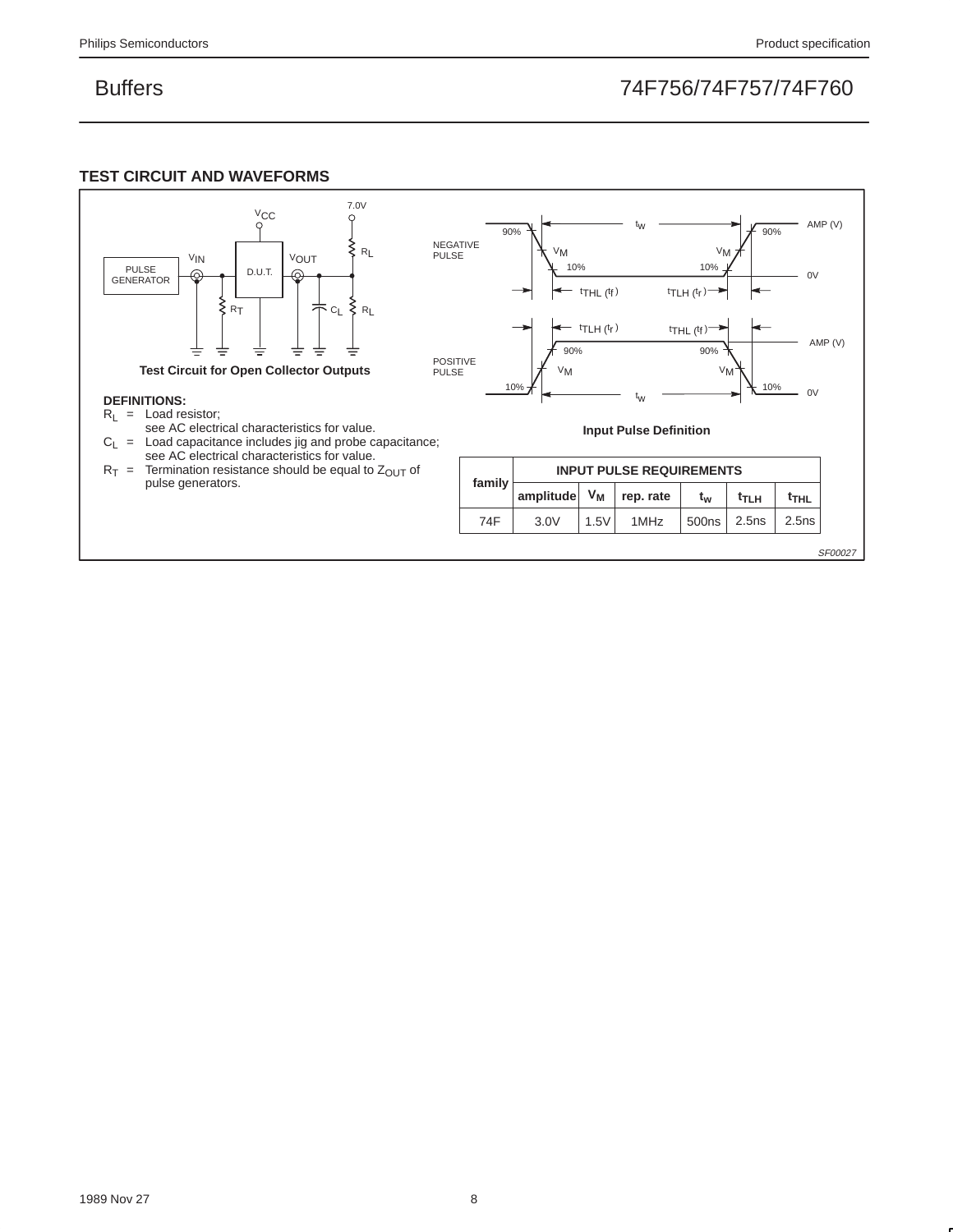## TEST CIRCUIT AND WAVEFORMS

Test Circuit for Open Collector Outputs

**DEFINITIONS:**

$R_L$ = Load resistor; see AC electrical characteristics for value.

$C_L$ = Load capacitance includes jig and probe capacitance; see AC electrical characteristics for value.

$R_T$ = Termination resistance should be equal to $Z_{OUT}$ of pulse generators.

Input Pulse Definition

| family | INPUT PULSE REQUIREMENTS | | | | | |
|---|---|---|---|---|---|---|
| | amplitude | $V_M$ | rep. rate | $t_w$ | $t_{TLH}$ | $t_{THL}$ |
| 74F | 3.0V | 1.5V | 1MHz | 500ns | 2.5ns | 2.5ns |

SF00027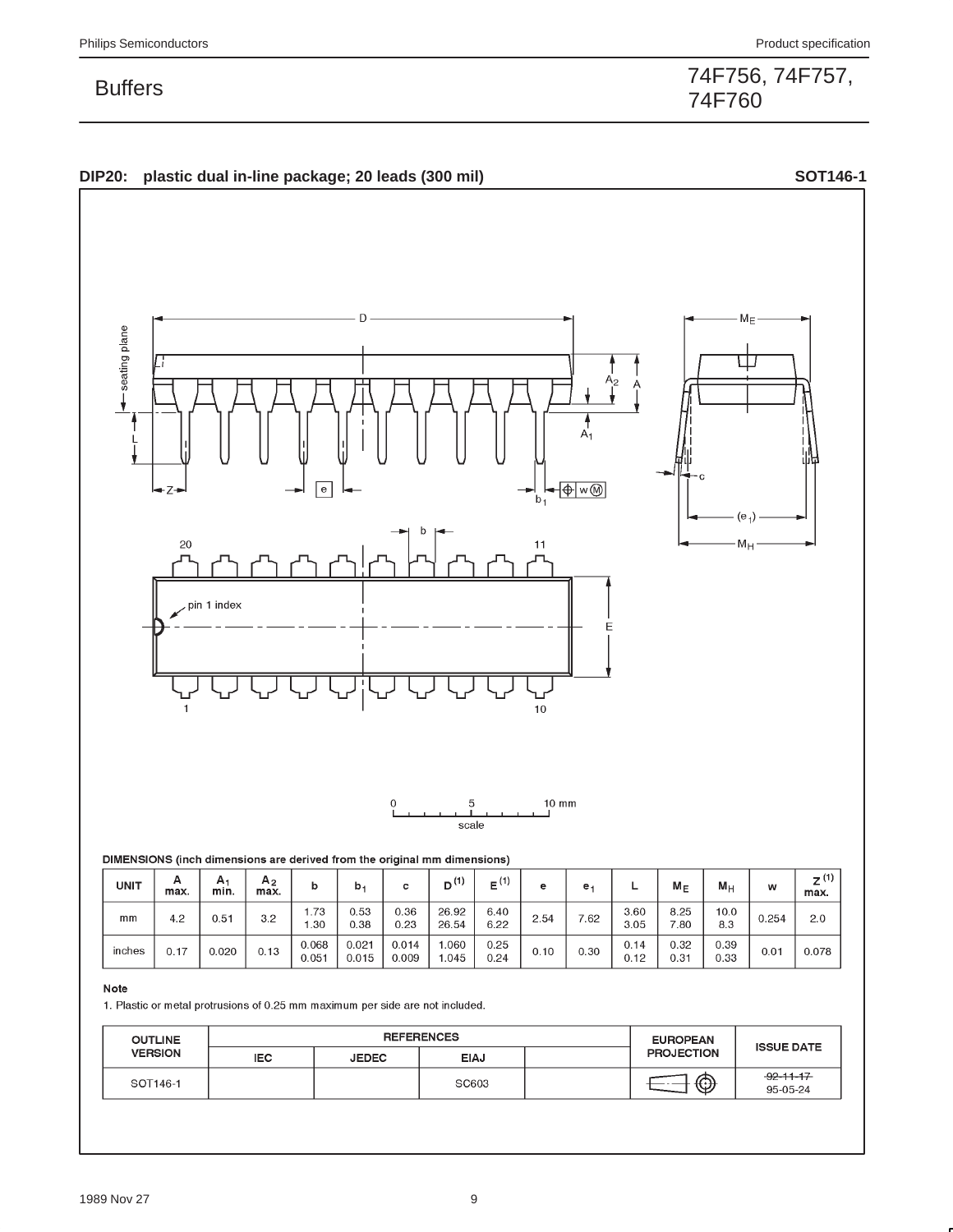## DIP20: plastic dual in-line package; 20 leads (300 mil) — SOT146-1

**DIMENSIONS (inch dimensions are derived from the original mm dimensions)**

| UNIT | A max. | $A_1$ min. | $A_2$ max. | b | $b_1$ | c | D [(1)] | E [(1)] | e | $e_1$ | L | $M_E$ | $M_H$ | w | Z [(1)] max. |
|---|---|---|---|---|---|---|---|---|---|---|---|---|---|---|---|
| mm | 4.2 | 0.51 | 3.2 | 1.73<br>1.30 | 0.53<br>0.38 | 0.36<br>0.23 | 26.92<br>26.54 | 6.40<br>6.22 | 2.54 | 7.62 | 3.60<br>3.05 | 8.25<br>7.80 | 10.0<br>8.3 | 0.254 | 2.0 |
| inches | 0.17 | 0.020 | 0.13 | 0.068<br>0.051 | 0.021<br>0.015 | 0.014<br>0.009 | 1.060<br>1.045 | 0.25<br>0.24 | 0.10 | 0.30 | 0.14<br>0.12 | 0.32<br>0.31 | 0.39<br>0.33 | 0.01 | 0.078 |

**Note**

1. Plastic or metal protrusions of 0.25 mm maximum per side are not included.

| OUTLINE VERSION | REFERENCES | | | | EUROPEAN PROJECTION | ISSUE DATE |
|---|---|---|---|---|---|---|
| | IEC | JEDEC | EIAJ | | | |
| SOT146-1 | | | SC603 | | | ~~92-11-17~~<br>95-05-24 |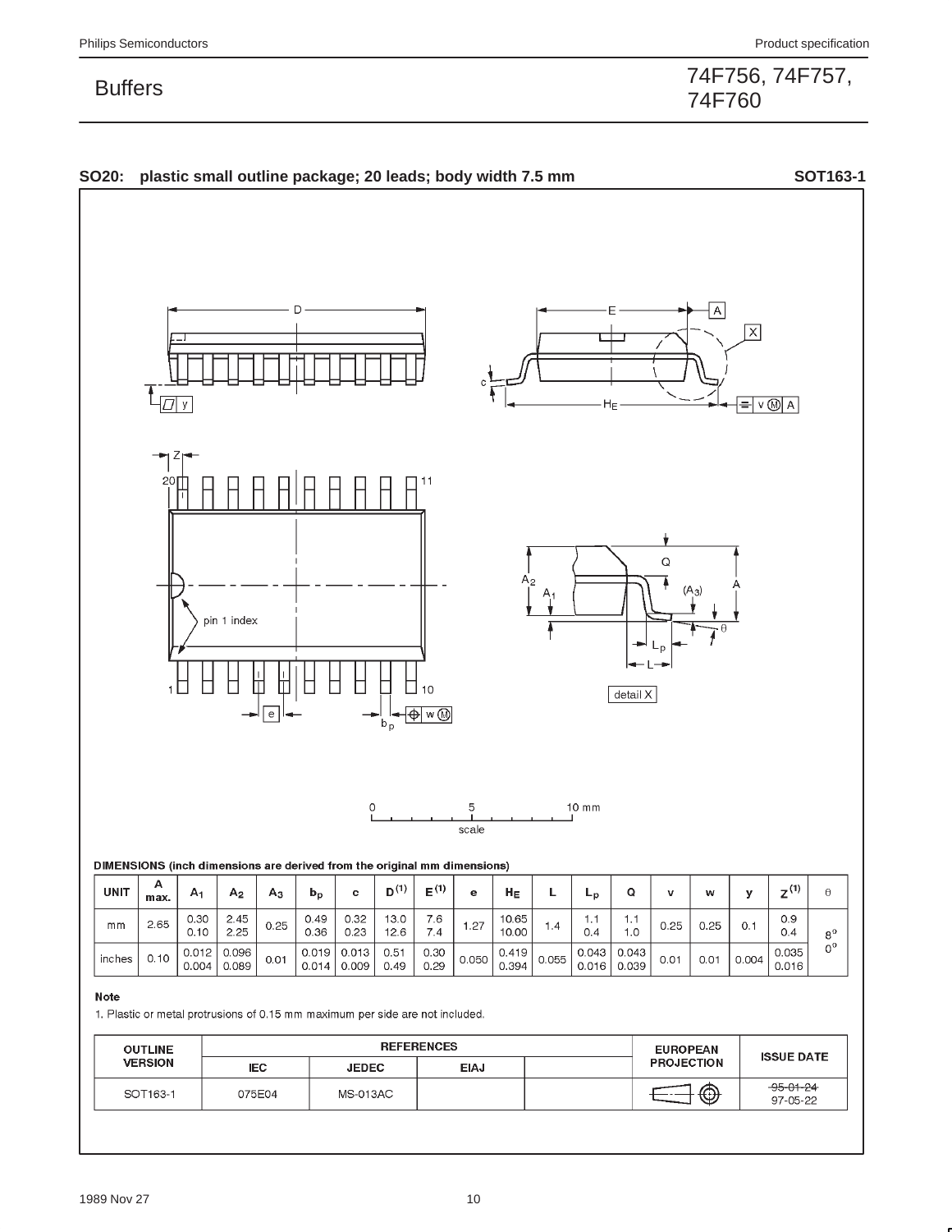## SO20: plastic small outline package; 20 leads; body width 7.5 mm — SOT163-1

DIMENSIONS (inch dimensions are derived from the original mm dimensions)

| UNIT | A max. | $A_1$ | $A_2$ | $A_3$ | $b_p$ | c | $D^{(1)}$ | $E^{(1)}$ | e | $H_E$ | L | $L_p$ | Q | v | w | y | $Z^{(1)}$ | θ |
|---|---|---|---|---|---|---|---|---|---|---|---|---|---|---|---|---|---|---|
| mm | 2.65 | 0.30<br>0.10 | 2.45<br>2.25 | 0.25 | 0.49<br>0.36 | 0.32<br>0.23 | 13.0<br>12.6 | 7.6<br>7.4 | 1.27 | 10.65<br>10.00 | 1.4 | 1.1<br>0.4 | 1.1<br>1.0 | 0.25 | 0.25 | 0.1 | 0.9<br>0.4 | 8°<br>0° |
| inches | 0.10 | 0.012<br>0.004 | 0.096<br>0.089 | 0.01 | 0.019<br>0.014 | 0.013<br>0.009 | 0.51<br>0.49 | 0.30<br>0.29 | 0.050 | 0.419<br>0.394 | 0.055 | 0.043<br>0.016 | 0.043<br>0.039 | 0.01 | 0.01 | 0.004 | 0.035<br>0.016 | |

**Note**

1. Plastic or metal protrusions of 0.15 mm maximum per side are not included.

| OUTLINE VERSION | REFERENCES | | | | EUROPEAN PROJECTION | ISSUE DATE |
|---|---|---|---|---|---|---|
| | IEC | JEDEC | EIAJ | | | |
| SOT163-1 | 075E04 | MS-013AC | | | | ~~95-01-24~~<br>97-05-22 |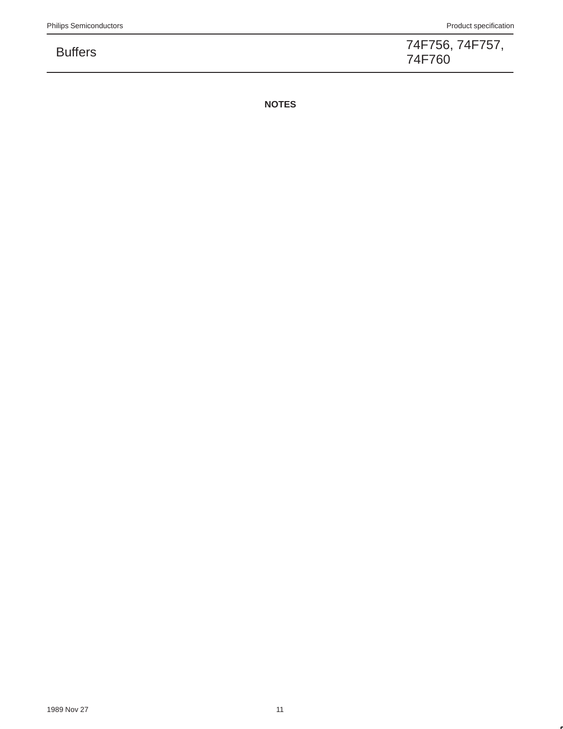**NOTES**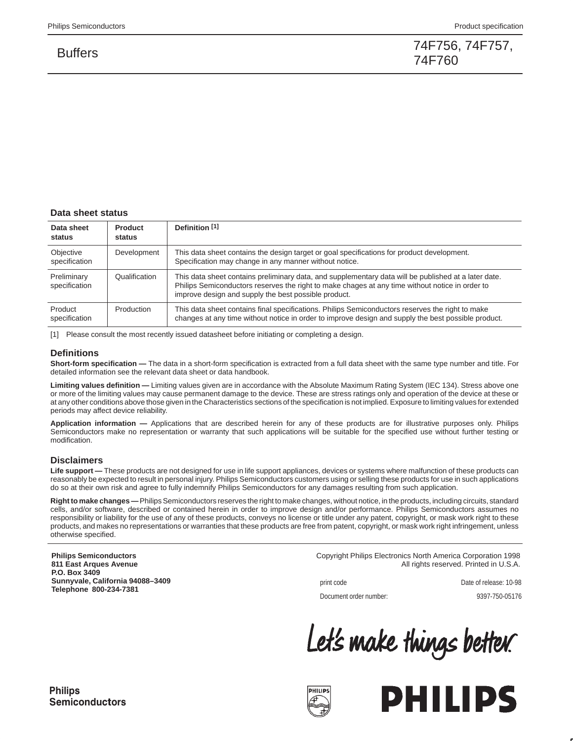## Data sheet status

| Data sheet status | Product status | Definition [1] |
|---|---|---|
| Objective specification | Development | This data sheet contains the design target or goal specifications for product development. Specification may change in any manner without notice. |
| Preliminary specification | Qualification | This data sheet contains preliminary data, and supplementary data will be published at a later date. Philips Semiconductors reserves the right to make chages at any time without notice in order to improve design and supply the best possible product. |
| Product specification | Production | This data sheet contains final specifications. Philips Semiconductors reserves the right to make changes at any time without notice in order to improve design and supply the best possible product. |

[1] Please consult the most recently issued datasheet before initiating or completing a design.

## Definitions

**Short-form specification —** The data in a short-form specification is extracted from a full data sheet with the same type number and title. For detailed information see the relevant data sheet or data handbook.

**Limiting values definition —** Limiting values given are in accordance with the Absolute Maximum Rating System (IEC 134). Stress above one or more of the limiting values may cause permanent damage to the device. These are stress ratings only and operation of the device at these or at any other conditions above those given in the Characteristics sections of the specification is not implied. Exposure to limiting values for extended periods may affect device reliability.

**Application information —** Applications that are described herein for any of these products are for illustrative purposes only. Philips Semiconductors make no representation or warranty that such applications will be suitable for the specified use without further testing or modification.

## Disclaimers

**Life support —** These products are not designed for use in life support appliances, devices or systems where malfunction of these products can reasonably be expected to result in personal injury. Philips Semiconductors customers using or selling these products for use in such applications do so at their own risk and agree to fully indemnify Philips Semiconductors for any damages resulting from such application.

**Right to make changes —** Philips Semiconductors reserves the right to make changes, without notice, in the products, including circuits, standard cells, and/or software, described or contained herein in order to improve design and/or performance. Philips Semiconductors assumes no responsibility or liability for the use of any of these products, conveys no license or title under any patent, copyright, or mask work right to these products, and makes no representations or warranties that these products are free from patent, copyright, or mask work right infringement, unless otherwise specified.

**Philips Semiconductors**
**811 East Arques Avenue**
**P.O. Box 3409**
**Sunnyvale, California 94088–3409**
**Telephone 800-234-7381**

Copyright Philips Electronics North America Corporation 1998
All rights reserved. Printed in U.S.A.

print code — Date of release: 10-98

Document order number: 9397-750-05176

Let's make things better.

Philips Semiconductors

PHILIPS